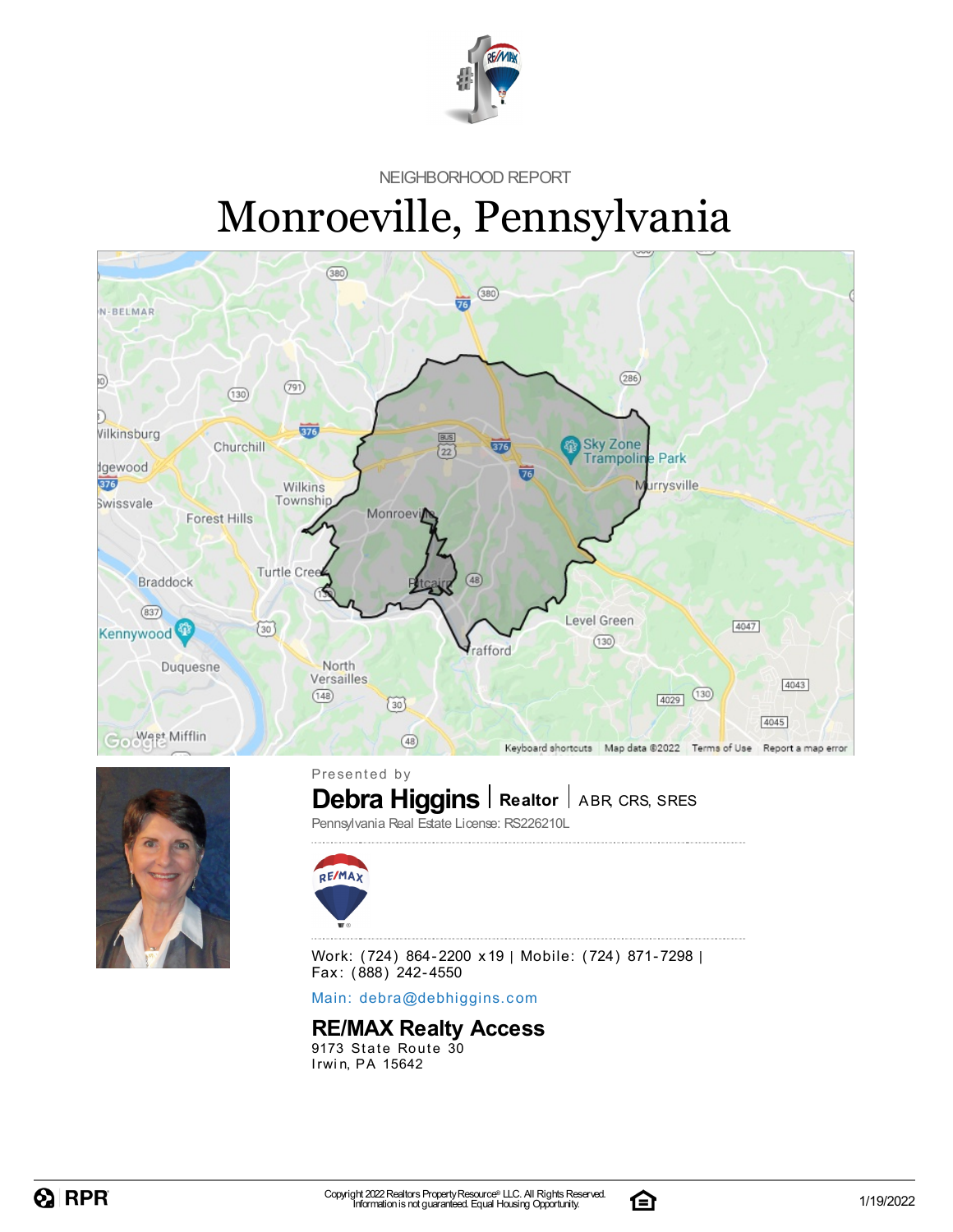NEIGHBORHOOD REPORT

# Monroeville, Pennsylvania

Presented by

**Debra Higgins** | **Realtor** | ABR, CRS, SRES

Pennsylvania Real Estate License: RS226210L

Work: (724) 864-2200 x19 | Mobile: (724) 871-7298 | Fax: (888) 242-4550

Main: debra@debhiggins.com

**RE/MAX Realty Access**

9173 State Route 30
Irwin, PA 15642

Copyright 2022 Realtors Property Resource® LLC. All Rights Reserved.
Information is not guaranteed. Equal Housing Opportunity.

1/19/2022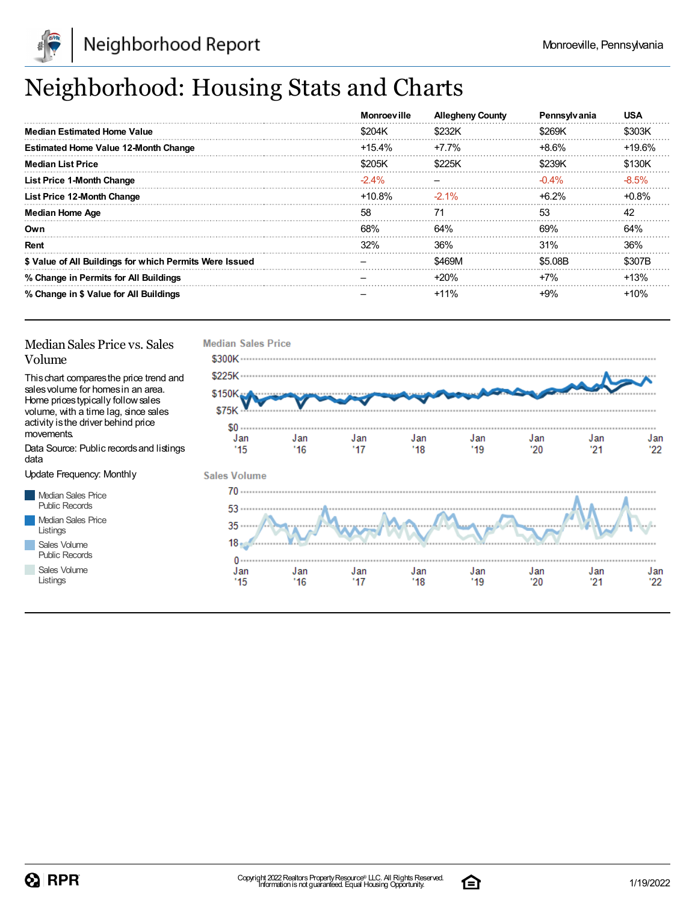# Neighborhood: Housing Stats and Charts

| | Monroeville | Allegheny County | Pennsylvania | USA |
|---|---|---|---|---|
| **Median Estimated Home Value** | $204K | $232K | $269K | $303K |
| **Estimated Home Value 12-Month Change** | +15.4% | +7.7% | +8.6% | +19.6% |
| **Median List Price** | $205K | $225K | $239K | $130K |
| **List Price 1-Month Change** | -2.4% | – | -0.4% | -8.5% |
| **List Price 12-Month Change** | +10.8% | -2.1% | +6.2% | +0.8% |
| **Median Home Age** | 58 | 71 | 53 | 42 |
| **Own** | 68% | 64% | 69% | 64% |
| **Rent** | 32% | 36% | 31% | 36% |
| **$ Value of All Buildings for which Permits Were Issued** | – | $469M | $5.08B | $307B |
| **% Change in Permits for All Buildings** | – | +20% | +7% | +13% |
| **% Change in $ Value for All Buildings** | – | +11% | +9% | +10% |

## Median Sales Price vs. Sales Volume

This chart compares the price trend and sales volume for homes in an area. Home prices typically follow sales volume, with a time lag, since sales activity is the driver behind price movements.

Data Source: Public records and listings data

Update Frequency: Monthly

- Median Sales Price Public Records
- Median Sales Price Listings
- Sales Volume Public Records
- Sales Volume Listings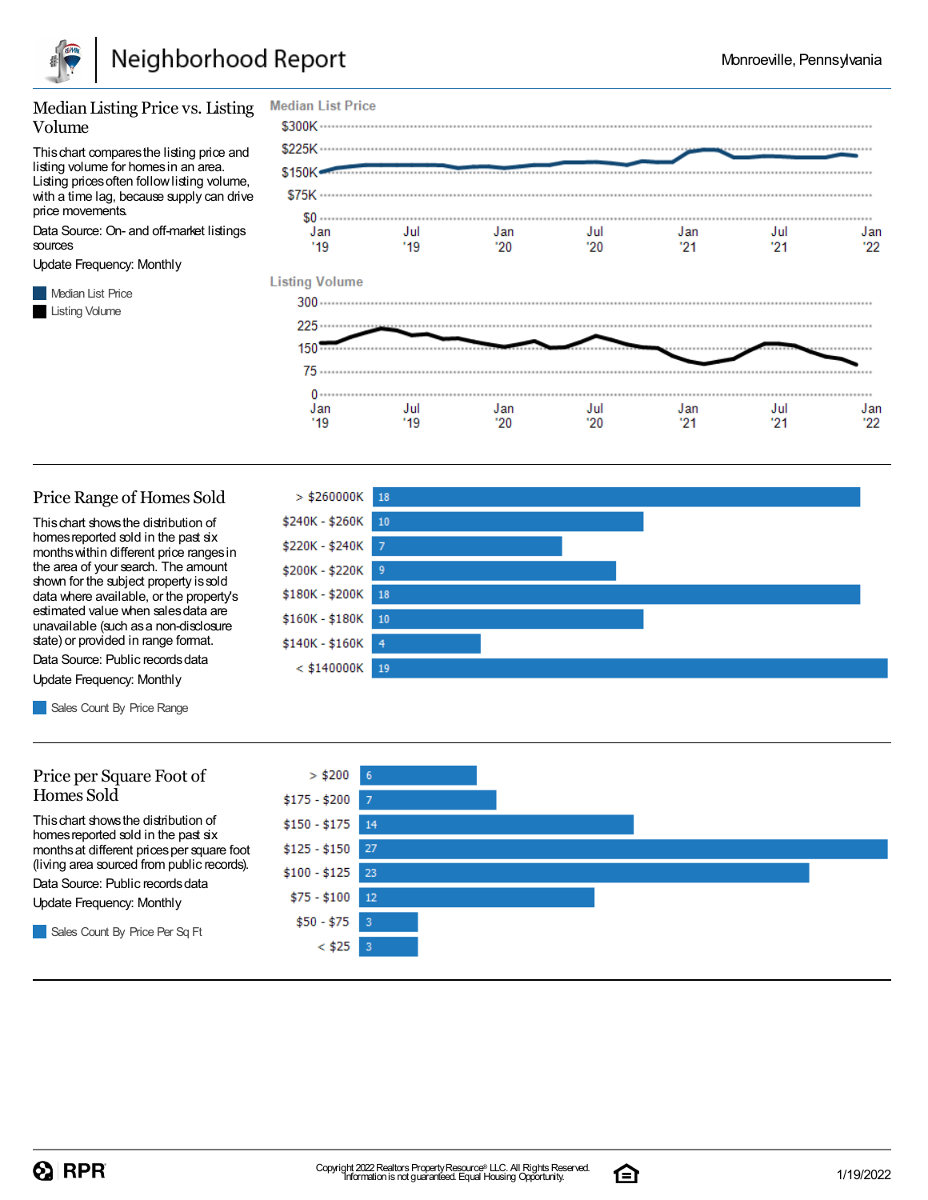## Median Listing Price vs. Listing Volume

This chart compares the listing price and listing volume for homes in an area. Listing prices often follow listing volume, with a time lag, because supply can drive price movements.

Data Source: On- and off-market listings sources

Update Frequency: Monthly

Median List Price

Listing Volume

**Median List Price**

$300K
$225K
$150K
$75K
$0

Jan '19 | Jul '19 | Jan '20 | Jul '20 | Jan '21 | Jul '21 | Jan '22

**Listing Volume**

300
225
150
75
0

Jan '19 | Jul '19 | Jan '20 | Jul '20 | Jan '21 | Jul '21 | Jan '22

## Price Range of Homes Sold

This chart shows the distribution of homes reported sold in the past six months within different price ranges in the area of your search. The amount shown for the subject property is sold data where available, or the property's estimated value when sales data are unavailable (such as a non-disclosure state) or provided in range format.

Data Source: Public records data

Update Frequency: Monthly

Sales Count By Price Range

| Price Range | Sales Count |
|---|---|
| > $260000K | 18 |
| $240K - $260K | 10 |
| $220K - $240K | 7 |
| $200K - $220K | 9 |
| $180K - $200K | 18 |
| $160K - $180K | 10 |
| $140K - $160K | 4 |
| < $140000K | 19 |

## Price per Square Foot of Homes Sold

This chart shows the distribution of homes reported sold in the past six months at different prices per square foot (living area sourced from public records).

Data Source: Public records data

Update Frequency: Monthly

Sales Count By Price Per Sq Ft

| Price Per Sq Ft | Sales Count |
|---|---|
| > $200 | 6 |
| $175 - $200 | 7 |
| $150 - $175 | 14 |
| $125 - $150 | 27 |
| $100 - $125 | 23 |
| $75 - $100 | 12 |
| $50 - $75 | 3 |
| < $25 | 3 |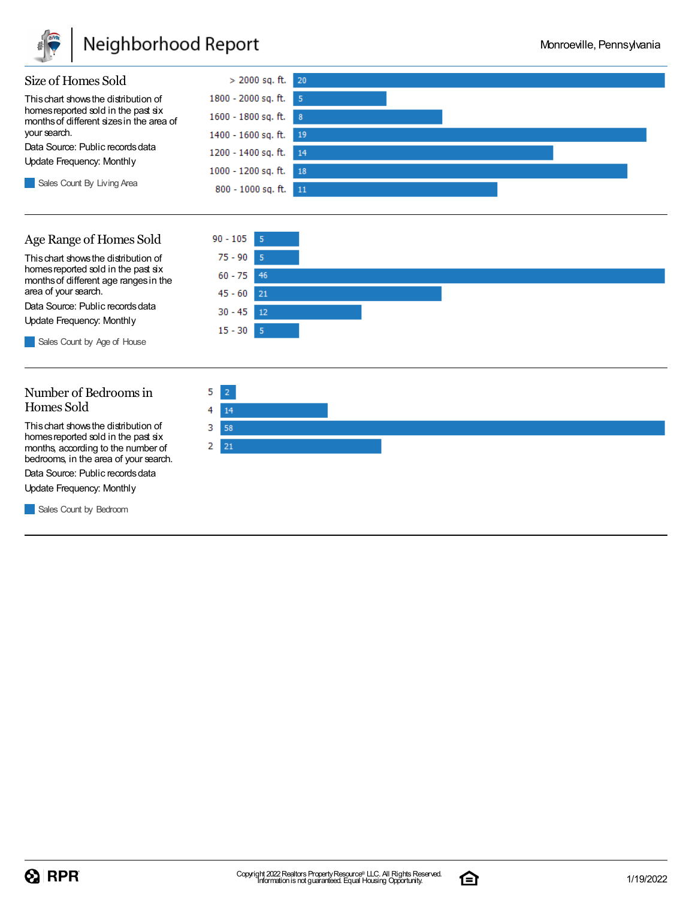## Size of Homes Sold

This chart shows the distribution of homes reported sold in the past six months of different sizes in the area of your search.

Data Source: Public records data

Update Frequency: Monthly

Sales Count By Living Area

| Living Area | Sales Count |
|---|---|
| > 2000 sq. ft. | 20 |
| 1800 - 2000 sq. ft. | 5 |
| 1600 - 1800 sq. ft. | 8 |
| 1400 - 1600 sq. ft. | 19 |
| 1200 - 1400 sq. ft. | 14 |
| 1000 - 1200 sq. ft. | 18 |
| 800 - 1000 sq. ft. | 11 |

## Age Range of Homes Sold

This chart shows the distribution of homes reported sold in the past six months of different age ranges in the area of your search.

Data Source: Public records data

Update Frequency: Monthly

Sales Count by Age of House

| Age of House | Sales Count |
|---|---|
| 90 - 105 | 5 |
| 75 - 90 | 5 |
| 60 - 75 | 46 |
| 45 - 60 | 21 |
| 30 - 45 | 12 |
| 15 - 30 | 5 |

## Number of Bedrooms in Homes Sold

This chart shows the distribution of homes reported sold in the past six months, according to the number of bedrooms, in the area of your search.

Data Source: Public records data

Update Frequency: Monthly

Sales Count by Bedroom

| Bedrooms | Sales Count |
|---|---|
| 5 | 2 |
| 4 | 14 |
| 3 | 58 |
| 2 | 21 |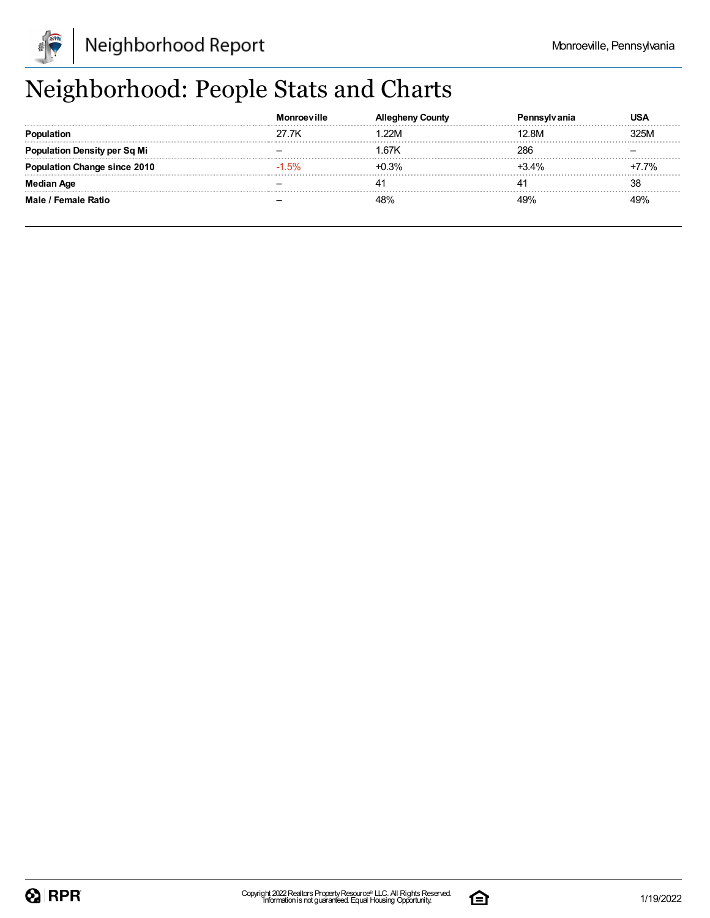# Neighborhood: People Stats and Charts

| | Monroeville | Allegheny County | Pennsylvania | USA |
|---|---|---|---|---|
| **Population** | 27.7K | 1.22M | 12.8M | 325M |
| **Population Density per Sq Mi** | – | 1.67K | 286 | – |
| **Population Change since 2010** | -1.5% | +0.3% | +3.4% | +7.7% |
| **Median Age** | – | 41 | 41 | 38 |
| **Male / Female Ratio** | – | 48% | 49% | 49% |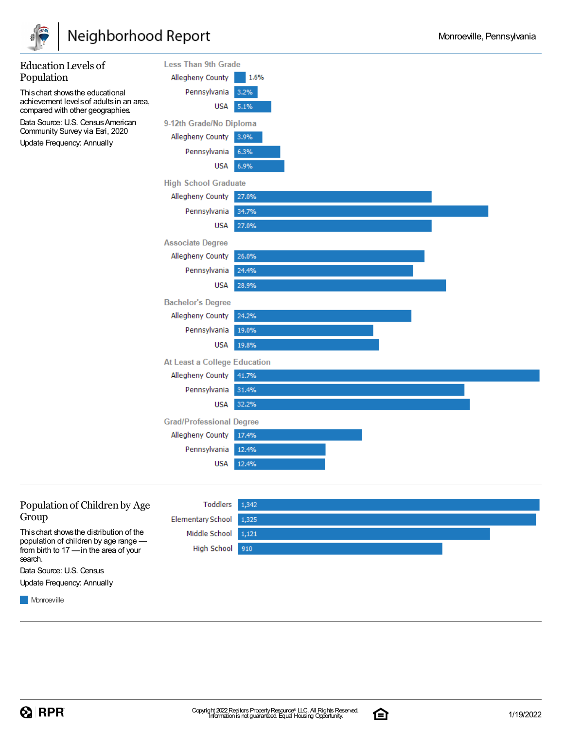## Education Levels of Population

This chart shows the educational achievement levels of adults in an area, compared with other geographies.

Data Source: U.S. Census American Community Survey via Esri, 2020

Update Frequency: Annually

| Education Level | Allegheny County | Pennsylvania | USA |
|---|---|---|---|
| Less Than 9th Grade | 1.6% | 3.2% | 5.1% |
| 9-12th Grade/No Diploma | 3.9% | 6.3% | 6.9% |
| High School Graduate | 27.0% | 34.7% | 27.0% |
| Associate Degree | 26.0% | 24.4% | 28.9% |
| Bachelor's Degree | 24.2% | 19.0% | 19.8% |
| At Least a College Education | 41.7% | 31.4% | 32.2% |
| Grad/Professional Degree | 17.4% | 12.4% | 12.4% |

## Population of Children by Age Group

This chart shows the distribution of the population of children by age range — from birth to 17 — in the area of your search.

Data Source: U.S. Census

Update Frequency: Annually

| Age Group | Monroeville |
|---|---|
| Toddlers | 1,342 |
| Elementary School | 1,325 |
| Middle School | 1,121 |
| High School | 910 |

Copyright 2022 Realtors Property Resource® LLC. All Rights Reserved.
Information is not guaranteed. Equal Housing Opportunity.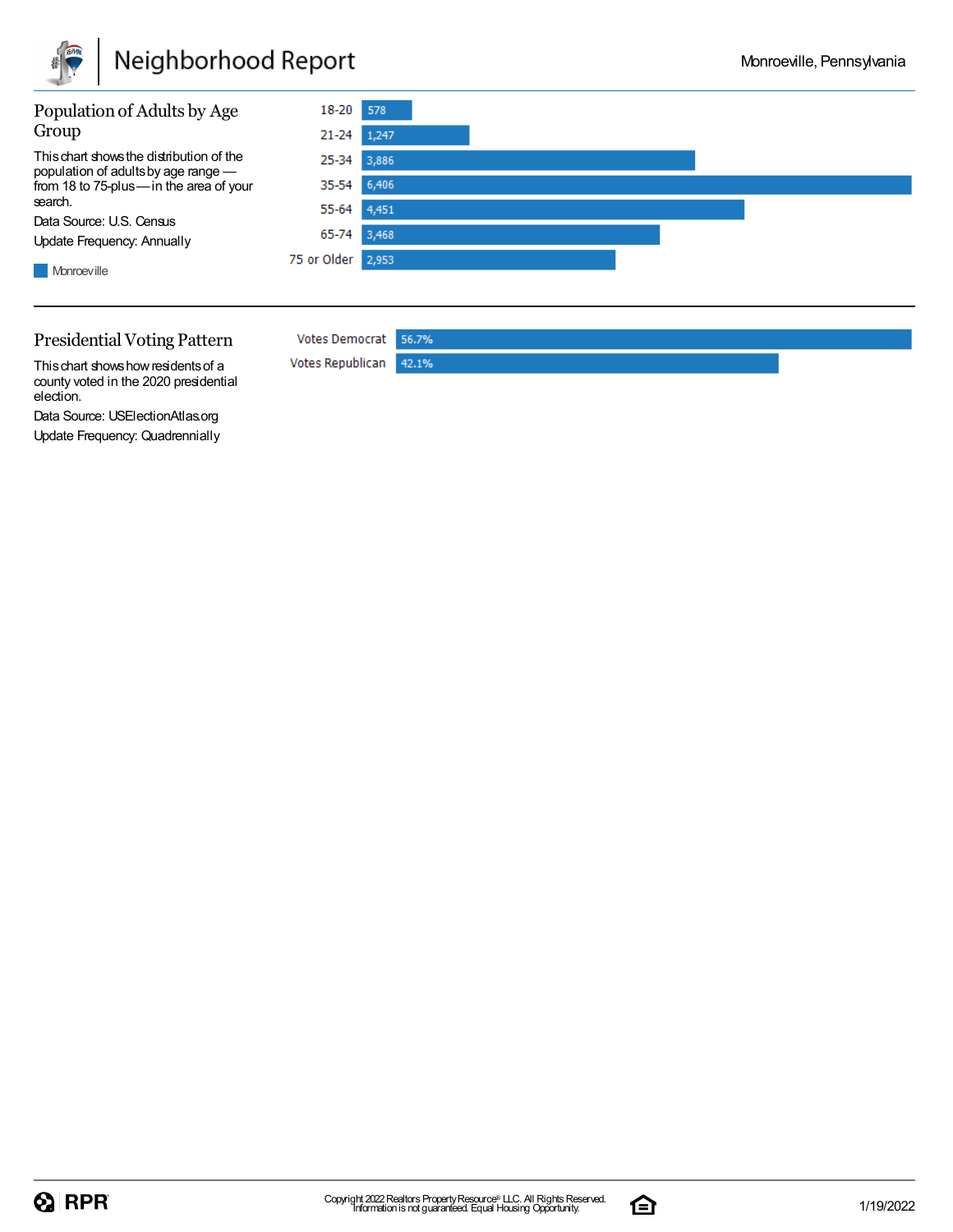## Population of Adults by Age Group

This chart shows the distribution of the population of adults by age range — from 18 to 75-plus — in the area of your search.

Data Source: U.S. Census

Update Frequency: Annually

Monroeville

| Age Group | Monroeville |
|---|---|
| 18-20 | 578 |
| 21-24 | 1,247 |
| 25-34 | 3,886 |
| 35-54 | 6,406 |
| 55-64 | 4,451 |
| 65-74 | 3,468 |
| 75 or Older | 2,953 |

## Presidential Voting Pattern

This chart shows how residents of a county voted in the 2020 presidential election.

Data Source: USElectionAtlas.org

Update Frequency: Quadrennially

| | |
|---|---|
| Votes Democrat | 56.7% |
| Votes Republican | 42.1% |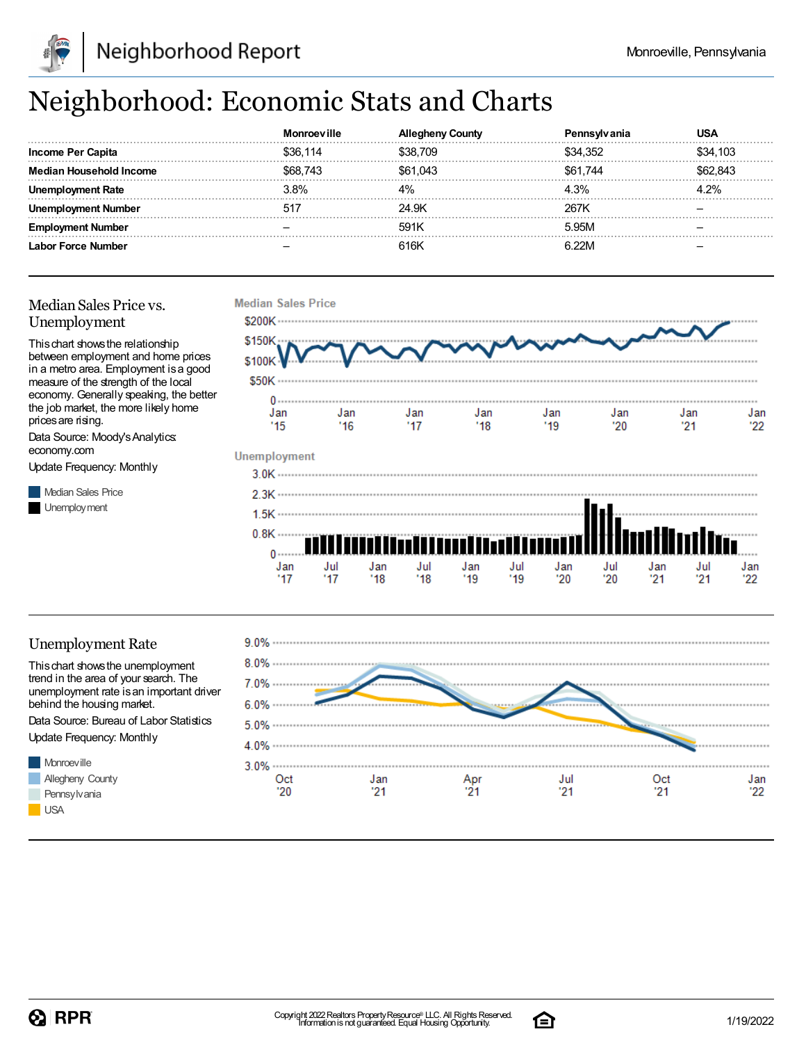# Neighborhood: Economic Stats and Charts

| | Monroeville | Allegheny County | Pennsylvania | USA |
|---|---|---|---|---|
| **Income Per Capita** | $36,114 | $38,709 | $34,352 | $34,103 |
| **Median Household Income** | $68,743 | $61,043 | $61,744 | $62,843 |
| **Unemployment Rate** | 3.8% | 4% | 4.3% | 4.2% |
| **Unemployment Number** | 517 | 24.9K | 267K | – |
| **Employment Number** | – | 591K | 5.95M | – |
| **Labor Force Number** | – | 616K | 6.22M | – |

## Median Sales Price vs. Unemployment

This chart shows the relationship between employment and home prices in a metro area. Employment is a good measure of the strength of the local economy. Generally speaking, the better the job market, the more likely home prices are rising.

Data Source: Moody's Analytics: economy.com

Update Frequency: Monthly

Median Sales Price

Unemployment

## Unemployment Rate

This chart shows the unemployment trend in the area of your search. The unemployment rate is an important driver behind the housing market.

Data Source: Bureau of Labor Statistics

Update Frequency: Monthly

Monroeville

Allegheny County

Pennsylvania

USA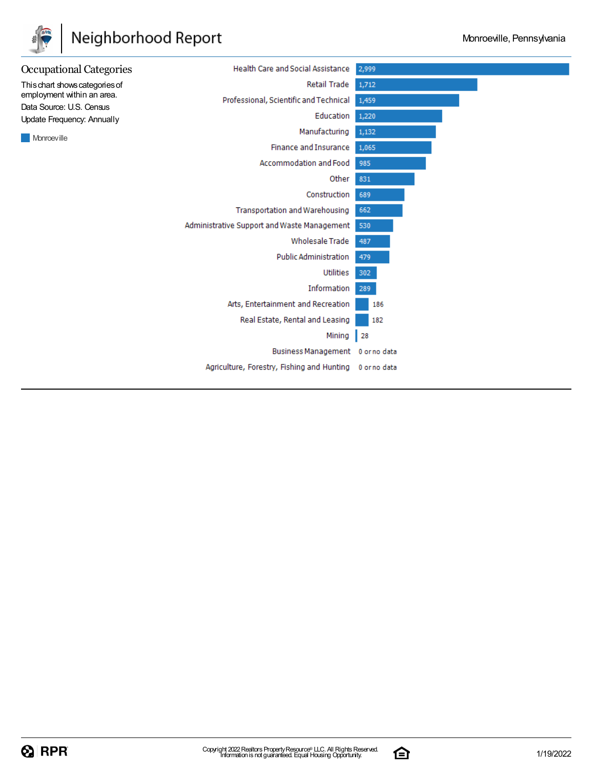## Occupational Categories

This chart shows categories of employment within an area.

Data Source: U.S. Census

Update Frequency: Annually

Monroeville

| Category | Monroeville |
|---|---|
| Health Care and Social Assistance | 2,999 |
| Retail Trade | 1,712 |
| Professional, Scientific and Technical | 1,459 |
| Education | 1,220 |
| Manufacturing | 1,132 |
| Finance and Insurance | 1,065 |
| Accommodation and Food | 985 |
| Other | 831 |
| Construction | 689 |
| Transportation and Warehousing | 662 |
| Administrative Support and Waste Management | 530 |
| Wholesale Trade | 487 |
| Public Administration | 479 |
| Utilities | 302 |
| Information | 289 |
| Arts, Entertainment and Recreation | 186 |
| Real Estate, Rental and Leasing | 182 |
| Mining | 28 |
| Business Management | 0 or no data |
| Agriculture, Forestry, Fishing and Hunting | 0 or no data |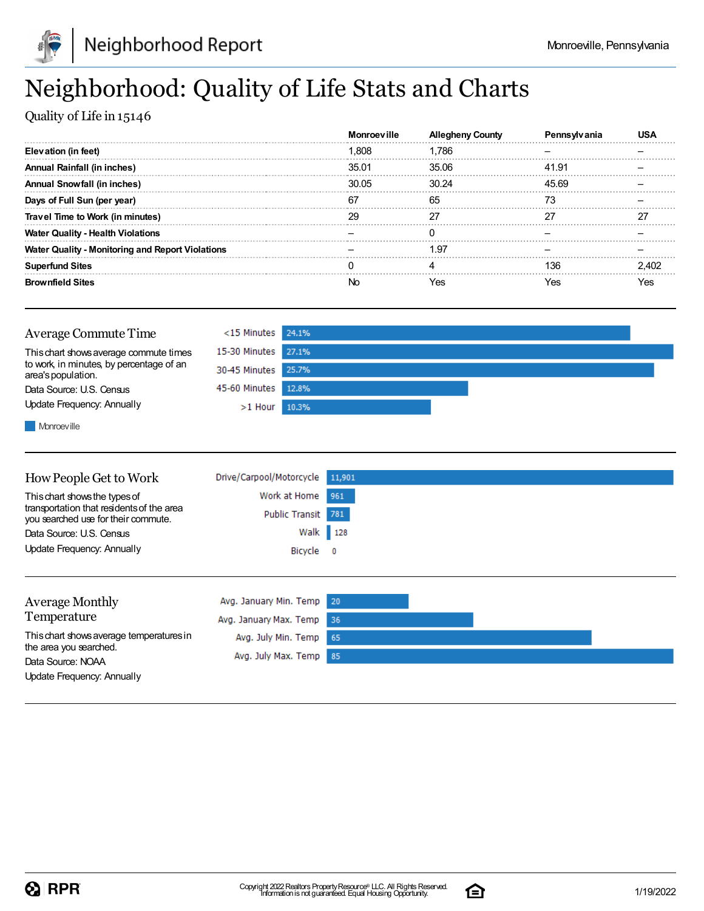# Neighborhood: Quality of Life Stats and Charts

Quality of Life in 15146

| | Monroeville | Allegheny County | Pennsylvania | USA |
|---|---|---|---|---|
| **Elevation (in feet)** | 1,808 | 1,786 | – | – |
| **Annual Rainfall (in inches)** | 35.01 | 35.06 | 41.91 | – |
| **Annual Snowfall (in inches)** | 30.05 | 30.24 | 45.69 | – |
| **Days of Full Sun (per year)** | 67 | 65 | 73 | – |
| **Travel Time to Work (in minutes)** | 29 | 27 | 27 | 27 |
| **Water Quality - Health Violations** | – | 0 | – | – |
| **Water Quality - Monitoring and Report Violations** | – | 1.97 | – | – |
| **Superfund Sites** | 0 | 4 | 136 | 2,402 |
| **Brownfield Sites** | No | Yes | Yes | Yes |

## Average Commute Time

This chart shows average commute times to work, in minutes, by percentage of an area's population.

Data Source: U.S. Census

Update Frequency: Annually

| | Monroeville |
|---|---|
| <15 Minutes | 24.1% |
| 15-30 Minutes | 27.1% |
| 30-45 Minutes | 25.7% |
| 45-60 Minutes | 12.8% |
| >1 Hour | 10.3% |

## How People Get to Work

This chart shows the types of transportation that residents of the area you searched use for their commute.

Data Source: U.S. Census

Update Frequency: Annually

| | |
|---|---|
| Drive/Carpool/Motorcycle | 11,901 |
| Work at Home | 961 |
| Public Transit | 781 |
| Walk | 128 |
| Bicycle | 0 |

## Average Monthly Temperature

This chart shows average temperatures in the area you searched.

Data Source: NOAA

Update Frequency: Annually

| | |
|---|---|
| Avg. January Min. Temp | 20 |
| Avg. January Max. Temp | 36 |
| Avg. July Min. Temp | 65 |
| Avg. July Max. Temp | 85 |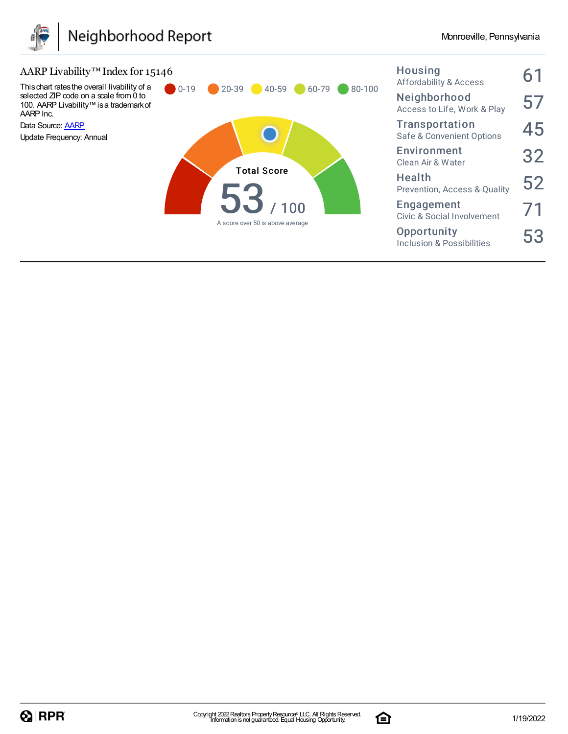## AARP Livability™ Index for 15146

This chart rates the overall livability of a selected ZIP code on a scale from 0 to 100. AARP Livability™ is a trademark of AARP Inc.

Data Source: [AARP]

Update Frequency: Annual

0-19 | 20-39 | 40-59 | 60-79 | 80-100

**Total Score**

**53** / 100

A score over 50 is above average

| Category | Score |
|---|---|
| **Housing** Affordability & Access | 61 |
| **Neighborhood** Access to Life, Work & Play | 57 |
| **Transportation** Safe & Convenient Options | 45 |
| **Environment** Clean Air & Water | 32 |
| **Health** Prevention, Access & Quality | 52 |
| **Engagement** Civic & Social Involvement | 71 |
| **Opportunity** Inclusion & Possibilities | 53 |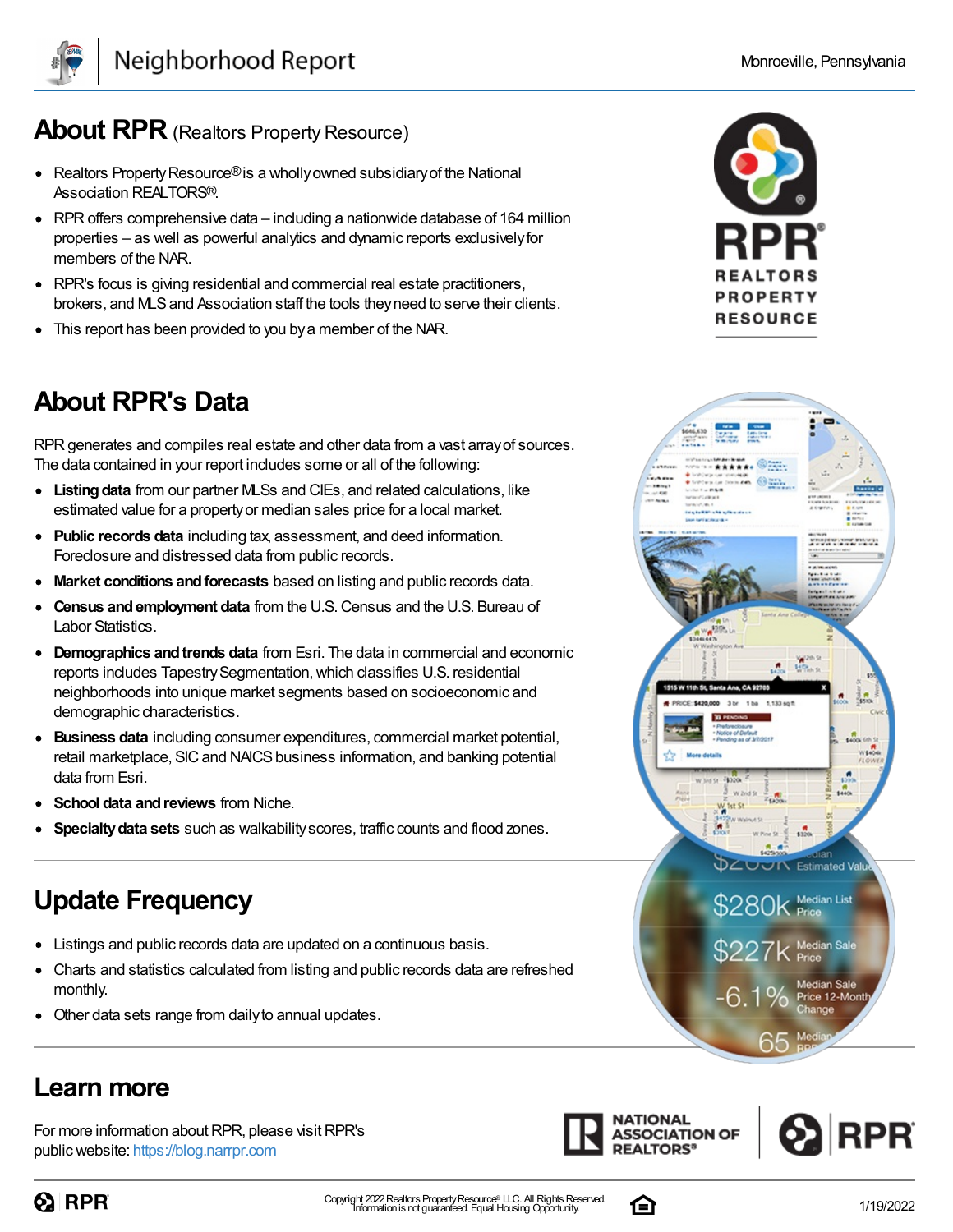## About RPR (Realtors Property Resource)

- Realtors Property Resource® is a wholly owned subsidiary of the National Association REALTORS®.
- RPR offers comprehensive data – including a nationwide database of 164 million properties – as well as powerful analytics and dynamic reports exclusively for members of the NAR.
- RPR's focus is giving residential and commercial real estate practitioners, brokers, and MLS and Association staff the tools they need to serve their clients.
- This report has been provided to you by a member of the NAR.

## About RPR's Data

RPR generates and compiles real estate and other data from a vast array of sources. The data contained in your report includes some or all of the following:

- **Listing data** from our partner MLSs and CIEs, and related calculations, like estimated value for a property or median sales price for a local market.
- **Public records data** including tax, assessment, and deed information. Foreclosure and distressed data from public records.
- **Market conditions and forecasts** based on listing and public records data.
- **Census and employment data** from the U.S. Census and the U.S. Bureau of Labor Statistics.
- **Demographics and trends data** from Esri. The data in commercial and economic reports includes Tapestry Segmentation, which classifies U.S. residential neighborhoods into unique market segments based on socioeconomic and demographic characteristics.
- **Business data** including consumer expenditures, commercial market potential, retail marketplace, SIC and NAICS business information, and banking potential data from Esri.
- **School data and reviews** from Niche.
- **Specialty data sets** such as walkability scores, traffic counts and flood zones.

## Update Frequency

- Listings and public records data are updated on a continuous basis.
- Charts and statistics calculated from listing and public records data are refreshed monthly.
- Other data sets range from daily to annual updates.

## Learn more

For more information about RPR, please visit RPR's public website: https://blog.narrpr.com